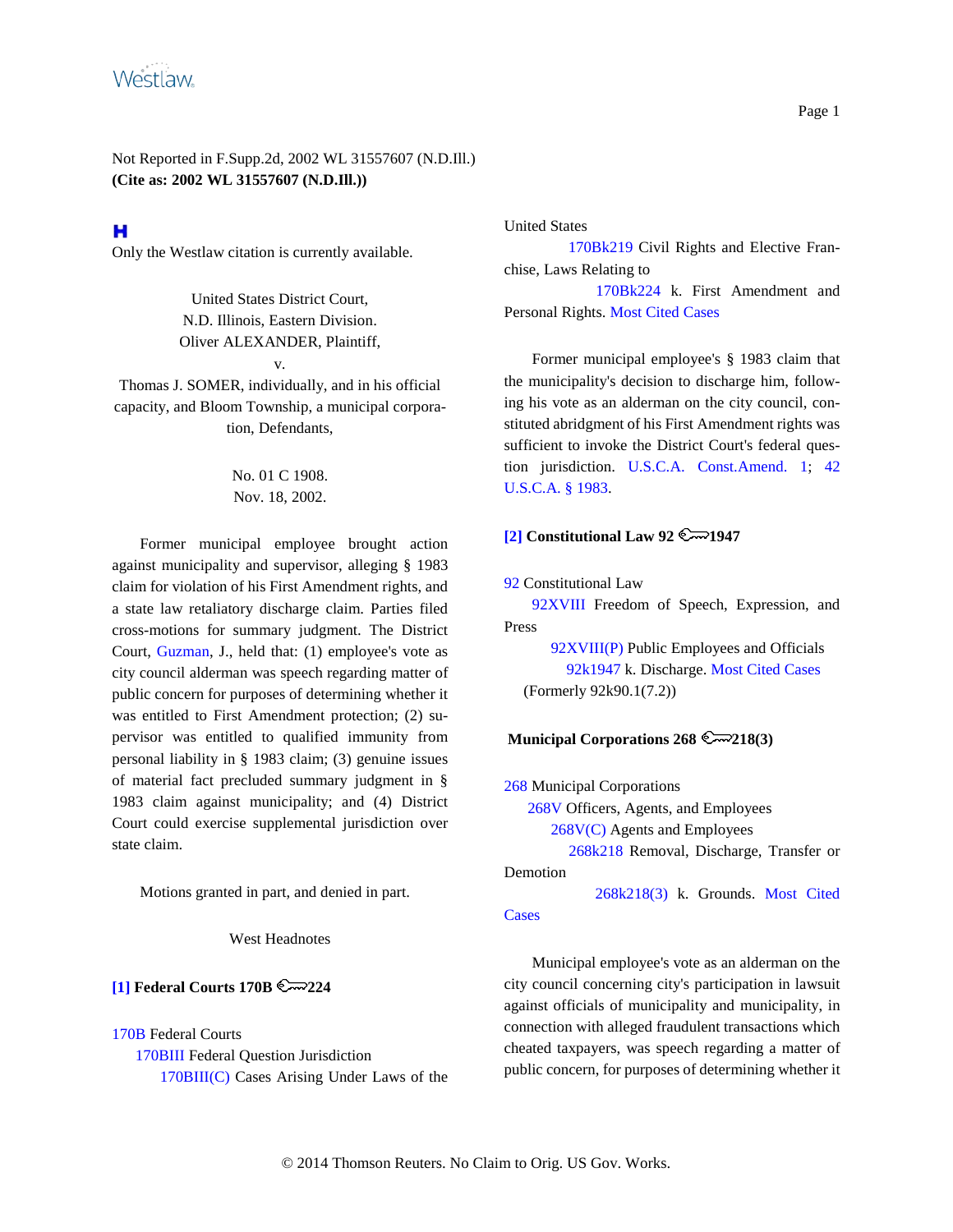Not Reported in F.Supp.2d, 2002 WL 31557607 (N.D.Ill.)
**(Cite as: 2002 WL 31557607 (N.D.Ill.))**

Only the Westlaw citation is currently available.

United States District Court,
N.D. Illinois, Eastern Division.
Oliver ALEXANDER, Plaintiff,
v.
Thomas J. SOMER, individually, and in his official capacity, and Bloom Township, a municipal corporation, Defendants,

No. 01 C 1908.
Nov. 18, 2002.

Former municipal employee brought action against municipality and supervisor, alleging § 1983 claim for violation of his First Amendment rights, and a state law retaliatory discharge claim. Parties filed cross-motions for summary judgment. The District Court, Guzman, J., held that: (1) employee's vote as city council alderman was speech regarding matter of public concern for purposes of determining whether it was entitled to First Amendment protection; (2) supervisor was entitled to qualified immunity from personal liability in § 1983 claim; (3) genuine issues of material fact precluded summary judgment in § 1983 claim against municipality; and (4) District Court could exercise supplemental jurisdiction over state claim.

Motions granted in part, and denied in part.

West Headnotes

**[1] Federal Courts 170B 224**

170B Federal Courts
170BIII Federal Question Jurisdiction
170BIII(C) Cases Arising Under Laws of the United States
170Bk219 Civil Rights and Elective Franchise, Laws Relating to
170Bk224 k. First Amendment and Personal Rights. Most Cited Cases

Former municipal employee's § 1983 claim that the municipality's decision to discharge him, following his vote as an alderman on the city council, constituted abridgment of his First Amendment rights was sufficient to invoke the District Court's federal question jurisdiction. U.S.C.A. Const.Amend. 1; 42 U.S.C.A. § 1983.

**[2] Constitutional Law 92 1947**

92 Constitutional Law
92XVIII Freedom of Speech, Expression, and Press
92XVIII(P) Public Employees and Officials
92k1947 k. Discharge. Most Cited Cases
(Formerly 92k90.1(7.2))

**Municipal Corporations 268 218(3)**

268 Municipal Corporations
268V Officers, Agents, and Employees
268V(C) Agents and Employees
268k218 Removal, Discharge, Transfer or Demotion
268k218(3) k. Grounds. Most Cited Cases

Municipal employee's vote as an alderman on the city council concerning city's participation in lawsuit against officials of municipality and municipality, in connection with alleged fraudulent transactions which cheated taxpayers, was speech regarding a matter of public concern, for purposes of determining whether it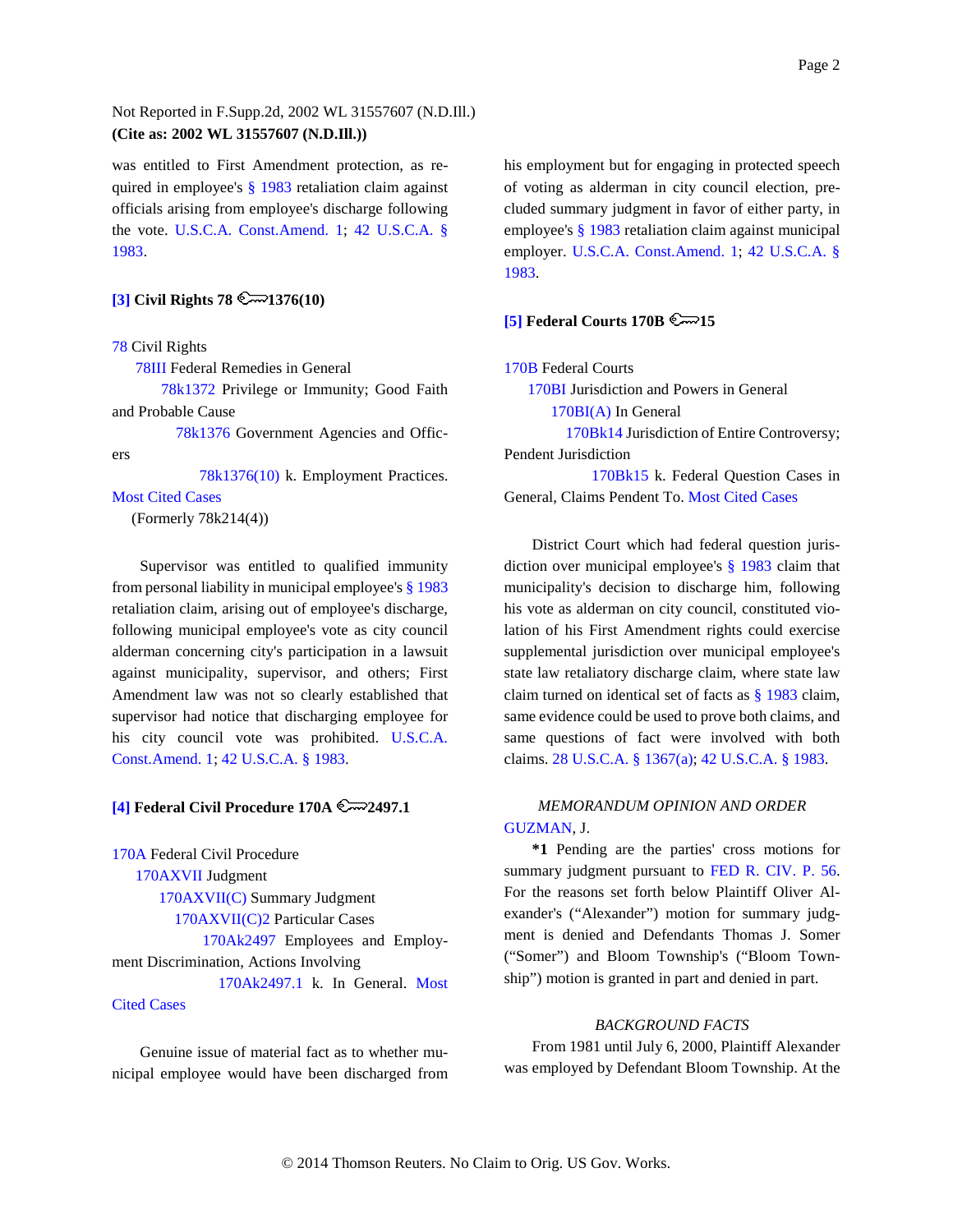was entitled to First Amendment protection, as required in employee's § 1983 retaliation claim against officials arising from employee's discharge following the vote. U.S.C.A. Const.Amend. 1; 42 U.S.C.A. § 1983.

**[3] Civil Rights 78 🔑1376(10)**

78 Civil Rights
  78III Federal Remedies in General
    78k1372 Privilege or Immunity; Good Faith and Probable Cause
      78k1376 Government Agencies and Officers
        78k1376(10) k. Employment Practices. Most Cited Cases
  (Formerly 78k214(4))

Supervisor was entitled to qualified immunity from personal liability in municipal employee's § 1983 retaliation claim, arising out of employee's discharge, following municipal employee's vote as city council alderman concerning city's participation in a lawsuit against municipality, supervisor, and others; First Amendment law was not so clearly established that supervisor had notice that discharging employee for his city council vote was prohibited. U.S.C.A. Const.Amend. 1; 42 U.S.C.A. § 1983.

**[4] Federal Civil Procedure 170A 🔑2497.1**

170A Federal Civil Procedure
  170AXVII Judgment
    170AXVII(C) Summary Judgment
      170AXVII(C)2 Particular Cases
        170Ak2497 Employees and Employment Discrimination, Actions Involving
          170Ak2497.1 k. In General. Most Cited Cases

Genuine issue of material fact as to whether municipal employee would have been discharged from his employment but for engaging in protected speech of voting as alderman in city council election, precluded summary judgment in favor of either party, in employee's § 1983 retaliation claim against municipal employer. U.S.C.A. Const.Amend. 1; 42 U.S.C.A. § 1983.

**[5] Federal Courts 170B 🔑15**

170B Federal Courts
  170BI Jurisdiction and Powers in General
    170BI(A) In General
      170Bk14 Jurisdiction of Entire Controversy; Pendent Jurisdiction
        170Bk15 k. Federal Question Cases in General, Claims Pendent To. Most Cited Cases

District Court which had federal question jurisdiction over municipal employee's § 1983 claim that municipality's decision to discharge him, following his vote as alderman on city council, constituted violation of his First Amendment rights could exercise supplemental jurisdiction over municipal employee's state law retaliatory discharge claim, where state law claim turned on identical set of facts as § 1983 claim, same evidence could be used to prove both claims, and same questions of fact were involved with both claims. 28 U.S.C.A. § 1367(a); 42 U.S.C.A. § 1983.

*MEMORANDUM OPINION AND ORDER*

GUZMAN, J.

**\*1** Pending are the parties' cross motions for summary judgment pursuant to FED R. CIV. P. 56. For the reasons set forth below Plaintiff Oliver Alexander's ("Alexander") motion for summary judgment is denied and Defendants Thomas J. Somer ("Somer") and Bloom Township's ("Bloom Township") motion is granted in part and denied in part.

*BACKGROUND FACTS*

From 1981 until July 6, 2000, Plaintiff Alexander was employed by Defendant Bloom Township. At the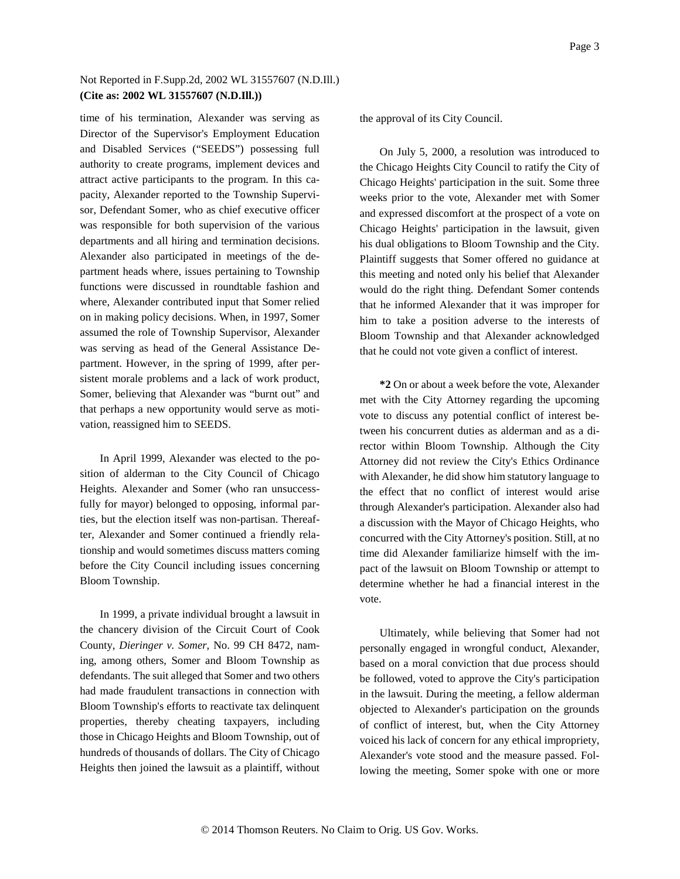time of his termination, Alexander was serving as Director of the Supervisor's Employment Education and Disabled Services ("SEEDS") possessing full authority to create programs, implement devices and attract active participants to the program. In this capacity, Alexander reported to the Township Supervisor, Defendant Somer, who as chief executive officer was responsible for both supervision of the various departments and all hiring and termination decisions. Alexander also participated in meetings of the department heads where, issues pertaining to Township functions were discussed in roundtable fashion and where, Alexander contributed input that Somer relied on in making policy decisions. When, in 1997, Somer assumed the role of Township Supervisor, Alexander was serving as head of the General Assistance Department. However, in the spring of 1999, after persistent morale problems and a lack of work product, Somer, believing that Alexander was "burnt out" and that perhaps a new opportunity would serve as motivation, reassigned him to SEEDS.

In April 1999, Alexander was elected to the position of alderman to the City Council of Chicago Heights. Alexander and Somer (who ran unsuccessfully for mayor) belonged to opposing, informal parties, but the election itself was non-partisan. Thereafter, Alexander and Somer continued a friendly relationship and would sometimes discuss matters coming before the City Council including issues concerning Bloom Township.

In 1999, a private individual brought a lawsuit in the chancery division of the Circuit Court of Cook County, *Dieringer v. Somer,* No. 99 CH 8472, naming, among others, Somer and Bloom Township as defendants. The suit alleged that Somer and two others had made fraudulent transactions in connection with Bloom Township's efforts to reactivate tax delinquent properties, thereby cheating taxpayers, including those in Chicago Heights and Bloom Township, out of hundreds of thousands of dollars. The City of Chicago Heights then joined the lawsuit as a plaintiff, without the approval of its City Council.

On July 5, 2000, a resolution was introduced to the Chicago Heights City Council to ratify the City of Chicago Heights' participation in the suit. Some three weeks prior to the vote, Alexander met with Somer and expressed discomfort at the prospect of a vote on Chicago Heights' participation in the lawsuit, given his dual obligations to Bloom Township and the City. Plaintiff suggests that Somer offered no guidance at this meeting and noted only his belief that Alexander would do the right thing. Defendant Somer contends that he informed Alexander that it was improper for him to take a position adverse to the interests of Bloom Township and that Alexander acknowledged that he could not vote given a conflict of interest.

**\*2** On or about a week before the vote, Alexander met with the City Attorney regarding the upcoming vote to discuss any potential conflict of interest between his concurrent duties as alderman and as a director within Bloom Township. Although the City Attorney did not review the City's Ethics Ordinance with Alexander, he did show him statutory language to the effect that no conflict of interest would arise through Alexander's participation. Alexander also had a discussion with the Mayor of Chicago Heights, who concurred with the City Attorney's position. Still, at no time did Alexander familiarize himself with the impact of the lawsuit on Bloom Township or attempt to determine whether he had a financial interest in the vote.

Ultimately, while believing that Somer had not personally engaged in wrongful conduct, Alexander, based on a moral conviction that due process should be followed, voted to approve the City's participation in the lawsuit. During the meeting, a fellow alderman objected to Alexander's participation on the grounds of conflict of interest, but, when the City Attorney voiced his lack of concern for any ethical impropriety, Alexander's vote stood and the measure passed. Following the meeting, Somer spoke with one or more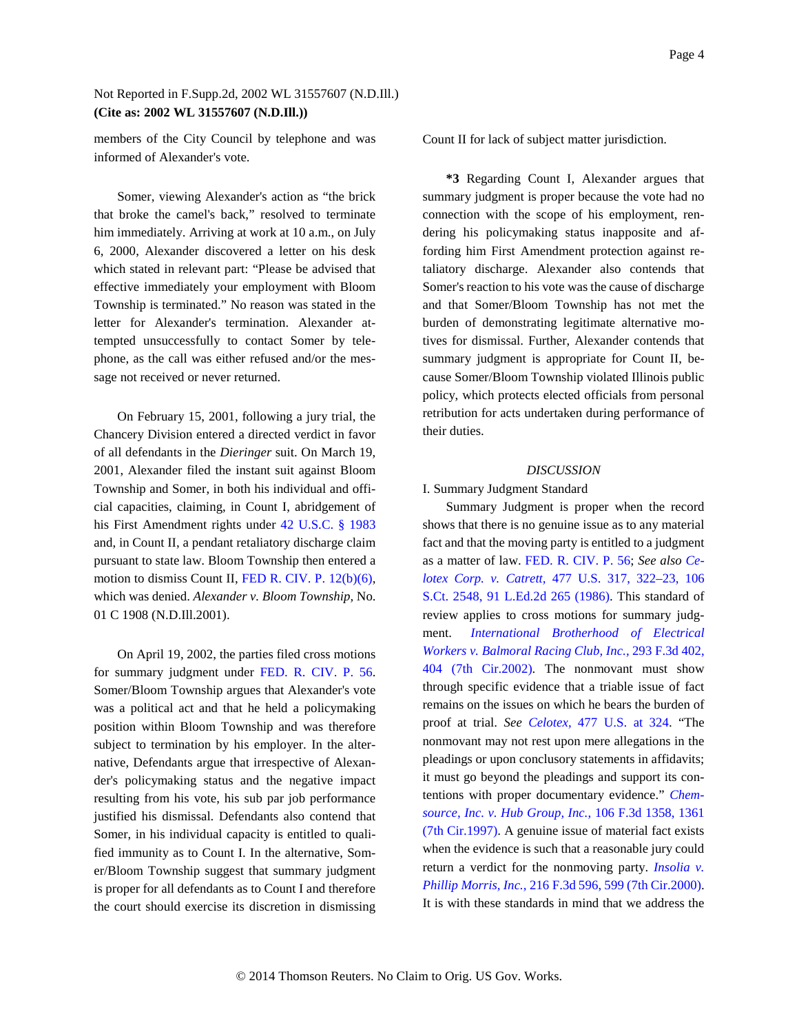members of the City Council by telephone and was informed of Alexander's vote.

Somer, viewing Alexander's action as "the brick that broke the camel's back," resolved to terminate him immediately. Arriving at work at 10 a.m., on July 6, 2000, Alexander discovered a letter on his desk which stated in relevant part: "Please be advised that effective immediately your employment with Bloom Township is terminated." No reason was stated in the letter for Alexander's termination. Alexander attempted unsuccessfully to contact Somer by telephone, as the call was either refused and/or the message not received or never returned.

On February 15, 2001, following a jury trial, the Chancery Division entered a directed verdict in favor of all defendants in the *Dieringer* suit. On March 19, 2001, Alexander filed the instant suit against Bloom Township and Somer, in both his individual and official capacities, claiming, in Count I, abridgement of his First Amendment rights under 42 U.S.C. § 1983 and, in Count II, a pendant retaliatory discharge claim pursuant to state law. Bloom Township then entered a motion to dismiss Count II, FED R. CIV. P. 12(b)(6), which was denied. *Alexander v. Bloom Township,* No. 01 C 1908 (N.D.Ill.2001).

On April 19, 2002, the parties filed cross motions for summary judgment under FED. R. CIV. P. 56. Somer/Bloom Township argues that Alexander's vote was a political act and that he held a policymaking position within Bloom Township and was therefore subject to termination by his employer. In the alternative, Defendants argue that irrespective of Alexander's policymaking status and the negative impact resulting from his vote, his sub par job performance justified his dismissal. Defendants also contend that Somer, in his individual capacity is entitled to qualified immunity as to Count I. In the alternative, Somer/Bloom Township suggest that summary judgment is proper for all defendants as to Count I and therefore the court should exercise its discretion in dismissing Count II for lack of subject matter jurisdiction.

**\*3** Regarding Count I, Alexander argues that summary judgment is proper because the vote had no connection with the scope of his employment, rendering his policymaking status inapposite and affording him First Amendment protection against retaliatory discharge. Alexander also contends that Somer's reaction to his vote was the cause of discharge and that Somer/Bloom Township has not met the burden of demonstrating legitimate alternative motives for dismissal. Further, Alexander contends that summary judgment is appropriate for Count II, because Somer/Bloom Township violated Illinois public policy, which protects elected officials from personal retribution for acts undertaken during performance of their duties.

## *DISCUSSION*

### I. Summary Judgment Standard

Summary Judgment is proper when the record shows that there is no genuine issue as to any material fact and that the moving party is entitled to a judgment as a matter of law. FED. R. CIV. P. 56; *See also Celotex Corp. v. Catrett,* 477 U.S. 317, 322–23, 106 S.Ct. 2548, 91 L.Ed.2d 265 (1986). This standard of review applies to cross motions for summary judgment. *International Brotherhood of Electrical Workers v. Balmoral Racing Club, Inc.,* 293 F.3d 402, 404 (7th Cir.2002). The nonmovant must show through specific evidence that a triable issue of fact remains on the issues on which he bears the burden of proof at trial. *See Celotex,* 477 U.S. at 324. "The nonmovant may not rest upon mere allegations in the pleadings or upon conclusory statements in affidavits; it must go beyond the pleadings and support its contentions with proper documentary evidence." *Chemsource, Inc. v. Hub Group, Inc.,* 106 F.3d 1358, 1361 (7th Cir.1997). A genuine issue of material fact exists when the evidence is such that a reasonable jury could return a verdict for the nonmoving party. *Insolia v. Phillip Morris, Inc.,* 216 F.3d 596, 599 (7th Cir.2000). It is with these standards in mind that we address the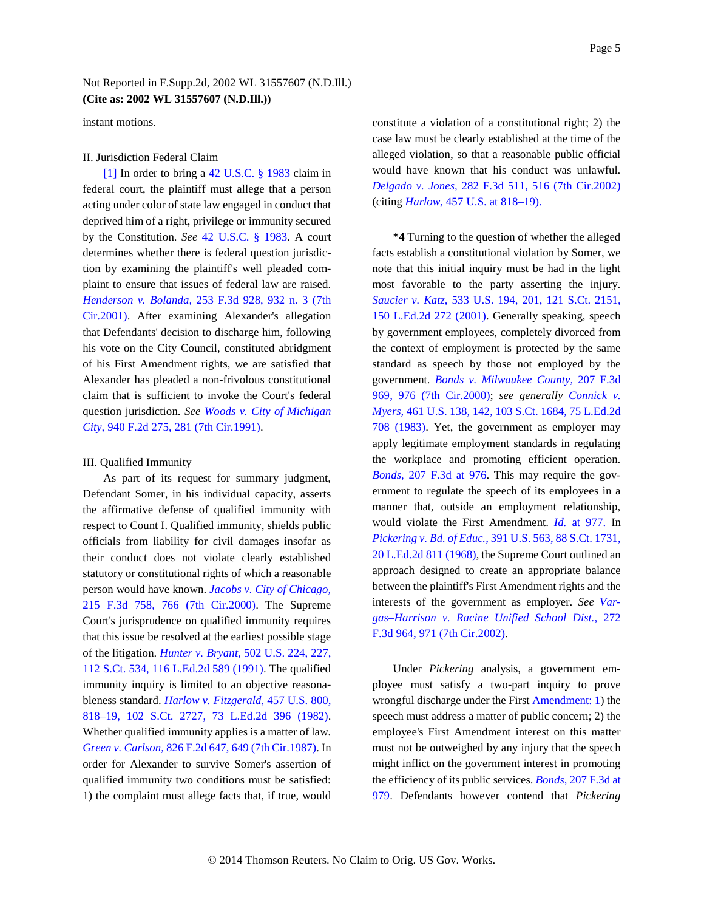instant motions.

II. Jurisdiction Federal Claim

[1] In order to bring a 42 U.S.C. § 1983 claim in federal court, the plaintiff must allege that a person acting under color of state law engaged in conduct that deprived him of a right, privilege or immunity secured by the Constitution. *See* 42 U.S.C. § 1983. A court determines whether there is federal question jurisdiction by examining the plaintiff's well pleaded complaint to ensure that issues of federal law are raised. *Henderson v. Bolanda,* 253 F.3d 928, 932 n. 3 (7th Cir.2001). After examining Alexander's allegation that Defendants' decision to discharge him, following his vote on the City Council, constituted abridgment of his First Amendment rights, we are satisfied that Alexander has pleaded a non-frivolous constitutional claim that is sufficient to invoke the Court's federal question jurisdiction. *See Woods v. City of Michigan City,* 940 F.2d 275, 281 (7th Cir.1991).

III. Qualified Immunity

As part of its request for summary judgment, Defendant Somer, in his individual capacity, asserts the affirmative defense of qualified immunity with respect to Count I. Qualified immunity, shields public officials from liability for civil damages insofar as their conduct does not violate clearly established statutory or constitutional rights of which a reasonable person would have known. *Jacobs v. City of Chicago,* 215 F.3d 758, 766 (7th Cir.2000). The Supreme Court's jurisprudence on qualified immunity requires that this issue be resolved at the earliest possible stage of the litigation. *Hunter v. Bryant,* 502 U.S. 224, 227, 112 S.Ct. 534, 116 L.Ed.2d 589 (1991). The qualified immunity inquiry is limited to an objective reasonableness standard. *Harlow v. Fitzgerald,* 457 U.S. 800, 818–19, 102 S.Ct. 2727, 73 L.Ed.2d 396 (1982). Whether qualified immunity applies is a matter of law. *Green v. Carlson,* 826 F.2d 647, 649 (7th Cir.1987). In order for Alexander to survive Somer's assertion of qualified immunity two conditions must be satisfied: 1) the complaint must allege facts that, if true, would constitute a violation of a constitutional right; 2) the case law must be clearly established at the time of the alleged violation, so that a reasonable public official would have known that his conduct was unlawful. *Delgado v. Jones,* 282 F.3d 511, 516 (7th Cir.2002) (citing *Harlow,* 457 U.S. at 818–19).

**\*4** Turning to the question of whether the alleged facts establish a constitutional violation by Somer, we note that this initial inquiry must be had in the light most favorable to the party asserting the injury. *Saucier v. Katz,* 533 U.S. 194, 201, 121 S.Ct. 2151, 150 L.Ed.2d 272 (2001). Generally speaking, speech by government employees, completely divorced from the context of employment is protected by the same standard as speech by those not employed by the government. *Bonds v. Milwaukee County,* 207 F.3d 969, 976 (7th Cir.2000); *see generally Connick v. Myers,* 461 U.S. 138, 142, 103 S.Ct. 1684, 75 L.Ed.2d 708 (1983). Yet, the government as employer may apply legitimate employment standards in regulating the workplace and promoting efficient operation. *Bonds,* 207 F.3d at 976. This may require the government to regulate the speech of its employees in a manner that, outside an employment relationship, would violate the First Amendment. *Id.* at 977. In *Pickering v. Bd. of Educ.,* 391 U.S. 563, 88 S.Ct. 1731, 20 L.Ed.2d 811 (1968), the Supreme Court outlined an approach designed to create an appropriate balance between the plaintiff's First Amendment rights and the interests of the government as employer. *See Vargas–Harrison v. Racine Unified School Dist.,* 272 F.3d 964, 971 (7th Cir.2002).

Under *Pickering* analysis, a government employee must satisfy a two-part inquiry to prove wrongful discharge under the First Amendment: 1) the speech must address a matter of public concern; 2) the employee's First Amendment interest on this matter must not be outweighed by any injury that the speech might inflict on the government interest in promoting the efficiency of its public services. *Bonds,* 207 F.3d at 979. Defendants however contend that *Pickering*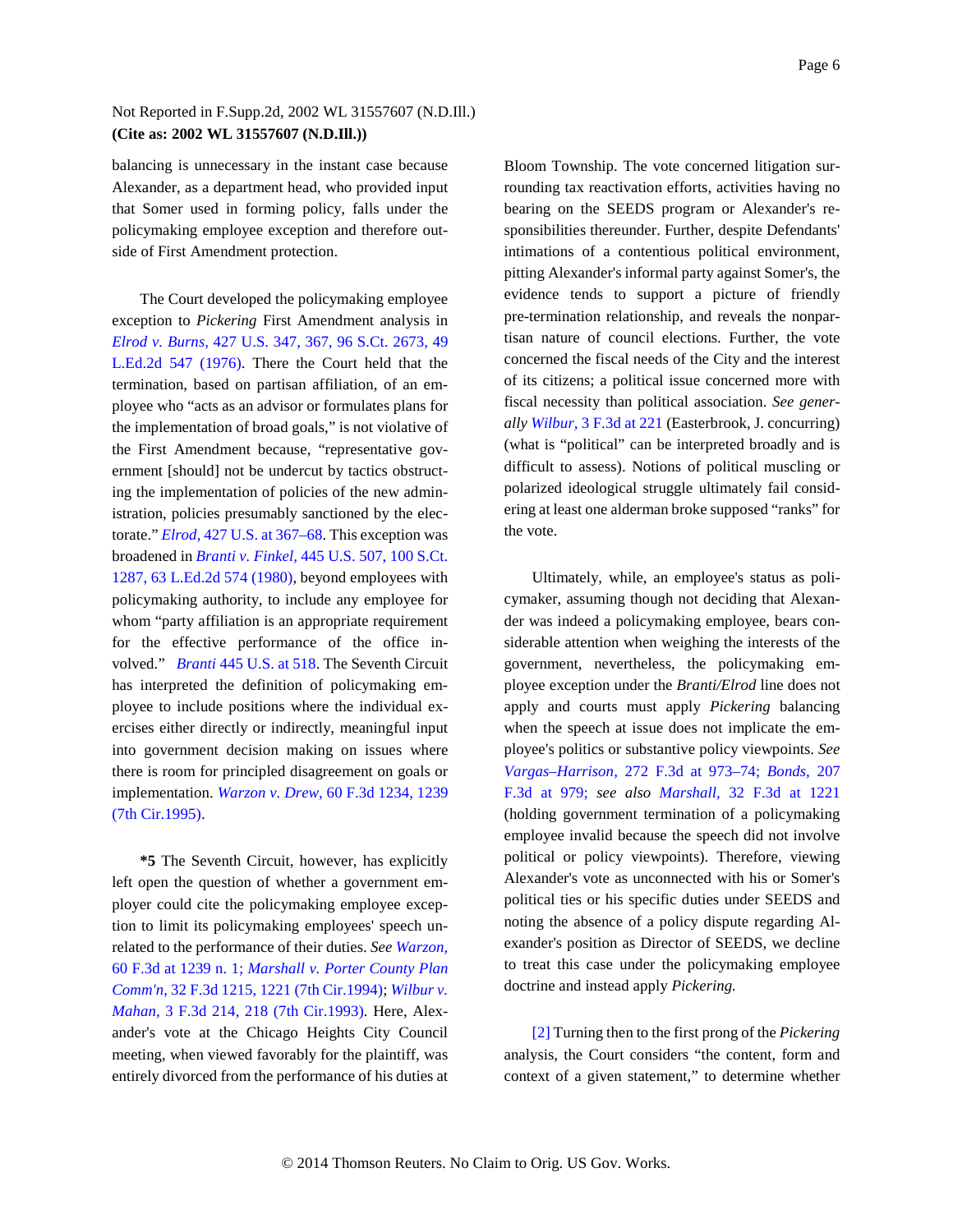balancing is unnecessary in the instant case because Alexander, as a department head, who provided input that Somer used in forming policy, falls under the policymaking employee exception and therefore outside of First Amendment protection.

The Court developed the policymaking employee exception to *Pickering* First Amendment analysis in *Elrod v. Burns,* 427 U.S. 347, 367, 96 S.Ct. 2673, 49 L.Ed.2d 547 (1976). There the Court held that the termination, based on partisan affiliation, of an employee who "acts as an advisor or formulates plans for the implementation of broad goals," is not violative of the First Amendment because, "representative government [should] not be undercut by tactics obstructing the implementation of policies of the new administration, policies presumably sanctioned by the electorate." *Elrod,* 427 U.S. at 367–68. This exception was broadened in *Branti v. Finkel,* 445 U.S. 507, 100 S.Ct. 1287, 63 L.Ed.2d 574 (1980), beyond employees with policymaking authority, to include any employee for whom "party affiliation is an appropriate requirement for the effective performance of the office involved." *Branti* 445 U.S. at 518. The Seventh Circuit has interpreted the definition of policymaking employee to include positions where the individual exercises either directly or indirectly, meaningful input into government decision making on issues where there is room for principled disagreement on goals or implementation. *Warzon v. Drew,* 60 F.3d 1234, 1239 (7th Cir.1995).

**\*5** The Seventh Circuit, however, has explicitly left open the question of whether a government employer could cite the policymaking employee exception to limit its policymaking employees' speech unrelated to the performance of their duties. *See Warzon,* 60 F.3d at 1239 n. 1; *Marshall v. Porter County Plan Comm'n,* 32 F.3d 1215, 1221 (7th Cir.1994); *Wilbur v. Mahan,* 3 F.3d 214, 218 (7th Cir.1993). Here, Alexander's vote at the Chicago Heights City Council meeting, when viewed favorably for the plaintiff, was entirely divorced from the performance of his duties at Bloom Township. The vote concerned litigation surrounding tax reactivation efforts, activities having no bearing on the SEEDS program or Alexander's responsibilities thereunder. Further, despite Defendants' intimations of a contentious political environment, pitting Alexander's informal party against Somer's, the evidence tends to support a picture of friendly pre-termination relationship, and reveals the nonpartisan nature of council elections. Further, the vote concerned the fiscal needs of the City and the interest of its citizens; a political issue concerned more with fiscal necessity than political association. *See generally Wilbur,* 3 F.3d at 221 (Easterbrook, J. concurring) (what is "political" can be interpreted broadly and is difficult to assess). Notions of political muscling or polarized ideological struggle ultimately fail considering at least one alderman broke supposed "ranks" for the vote.

Ultimately, while, an employee's status as policymaker, assuming though not deciding that Alexander was indeed a policymaking employee, bears considerable attention when weighing the interests of the government, nevertheless, the policymaking employee exception under the *Branti/Elrod* line does not apply and courts must apply *Pickering* balancing when the speech at issue does not implicate the employee's politics or substantive policy viewpoints. *See Vargas–Harrison,* 272 F.3d at 973–74; *Bonds,* 207 F.3d at 979; *see also Marshall,* 32 F.3d at 1221 (holding government termination of a policymaking employee invalid because the speech did not involve political or policy viewpoints). Therefore, viewing Alexander's vote as unconnected with his or Somer's political ties or his specific duties under SEEDS and noting the absence of a policy dispute regarding Alexander's position as Director of SEEDS, we decline to treat this case under the policymaking employee doctrine and instead apply *Pickering.*

[2] Turning then to the first prong of the *Pickering* analysis, the Court considers "the content, form and context of a given statement," to determine whether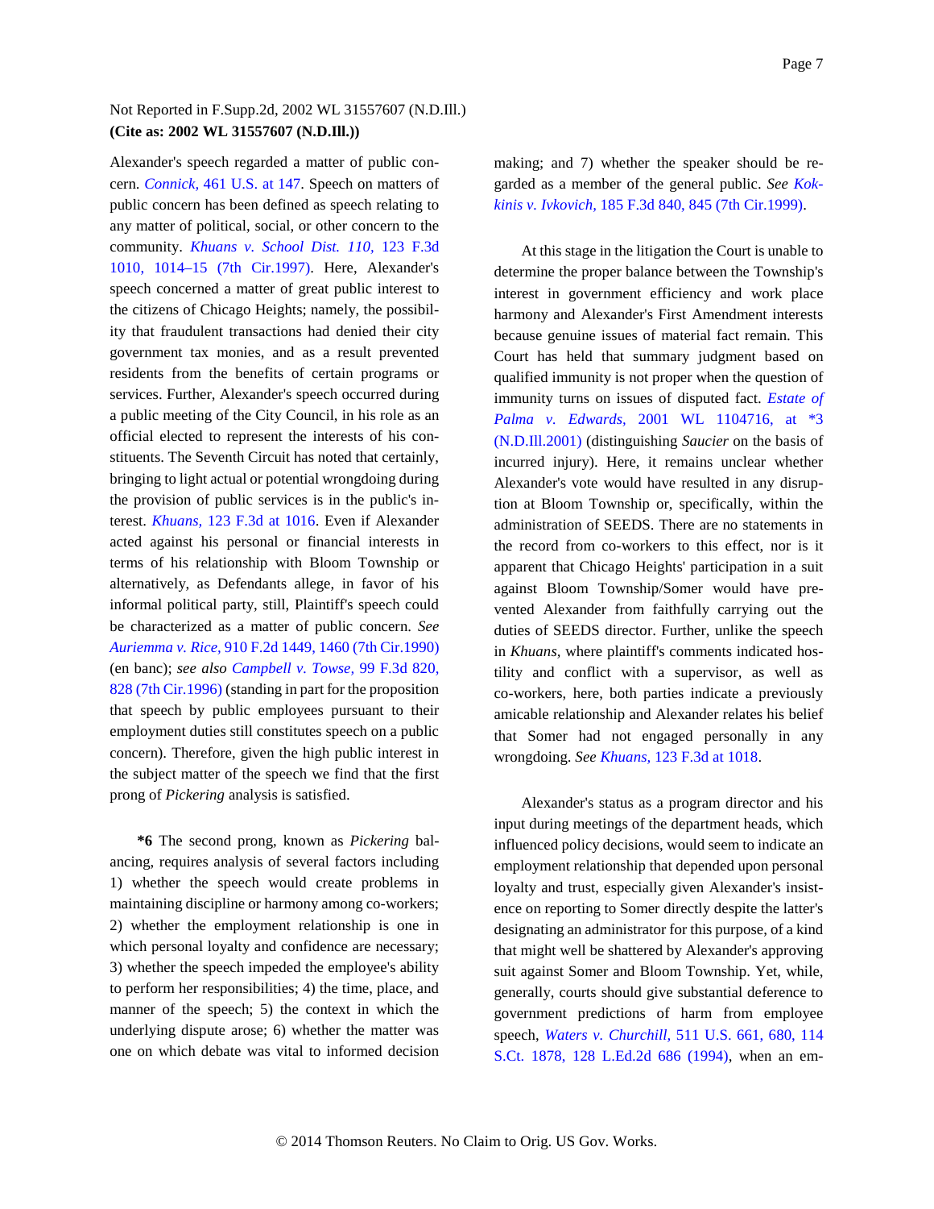Alexander's speech regarded a matter of public concern. *Connick,* 461 U.S. at 147. Speech on matters of public concern has been defined as speech relating to any matter of political, social, or other concern to the community. *Khuans v. School Dist. 110,* 123 F.3d 1010, 1014–15 (7th Cir.1997). Here, Alexander's speech concerned a matter of great public interest to the citizens of Chicago Heights; namely, the possibility that fraudulent transactions had denied their city government tax monies, and as a result prevented residents from the benefits of certain programs or services. Further, Alexander's speech occurred during a public meeting of the City Council, in his role as an official elected to represent the interests of his constituents. The Seventh Circuit has noted that certainly, bringing to light actual or potential wrongdoing during the provision of public services is in the public's interest. *Khuans,* 123 F.3d at 1016. Even if Alexander acted against his personal or financial interests in terms of his relationship with Bloom Township or alternatively, as Defendants allege, in favor of his informal political party, still, Plaintiff's speech could be characterized as a matter of public concern. *See Auriemma v. Rice,* 910 F.2d 1449, 1460 (7th Cir.1990) (en banc); *see also Campbell v. Towse,* 99 F.3d 820, 828 (7th Cir.1996) (standing in part for the proposition that speech by public employees pursuant to their employment duties still constitutes speech on a public concern). Therefore, given the high public interest in the subject matter of the speech we find that the first prong of *Pickering* analysis is satisfied.

**\*6** The second prong, known as *Pickering* balancing, requires analysis of several factors including 1) whether the speech would create problems in maintaining discipline or harmony among co-workers; 2) whether the employment relationship is one in which personal loyalty and confidence are necessary; 3) whether the speech impeded the employee's ability to perform her responsibilities; 4) the time, place, and manner of the speech; 5) the context in which the underlying dispute arose; 6) whether the matter was one on which debate was vital to informed decision making; and 7) whether the speaker should be regarded as a member of the general public. *See Kokkinis v. Ivkovich,* 185 F.3d 840, 845 (7th Cir.1999).

At this stage in the litigation the Court is unable to determine the proper balance between the Township's interest in government efficiency and work place harmony and Alexander's First Amendment interests because genuine issues of material fact remain. This Court has held that summary judgment based on qualified immunity is not proper when the question of immunity turns on issues of disputed fact. *Estate of Palma v. Edwards,* 2001 WL 1104716, at \*3 (N.D.Ill.2001) (distinguishing *Saucier* on the basis of incurred injury). Here, it remains unclear whether Alexander's vote would have resulted in any disruption at Bloom Township or, specifically, within the administration of SEEDS. There are no statements in the record from co-workers to this effect, nor is it apparent that Chicago Heights' participation in a suit against Bloom Township/Somer would have prevented Alexander from faithfully carrying out the duties of SEEDS director. Further, unlike the speech in *Khuans,* where plaintiff's comments indicated hostility and conflict with a supervisor, as well as co-workers, here, both parties indicate a previously amicable relationship and Alexander relates his belief that Somer had not engaged personally in any wrongdoing. *See Khuans,* 123 F.3d at 1018.

Alexander's status as a program director and his input during meetings of the department heads, which influenced policy decisions, would seem to indicate an employment relationship that depended upon personal loyalty and trust, especially given Alexander's insistence on reporting to Somer directly despite the latter's designating an administrator for this purpose, of a kind that might well be shattered by Alexander's approving suit against Somer and Bloom Township. Yet, while, generally, courts should give substantial deference to government predictions of harm from employee speech, *Waters v. Churchill,* 511 U.S. 661, 680, 114 S.Ct. 1878, 128 L.Ed.2d 686 (1994), when an em-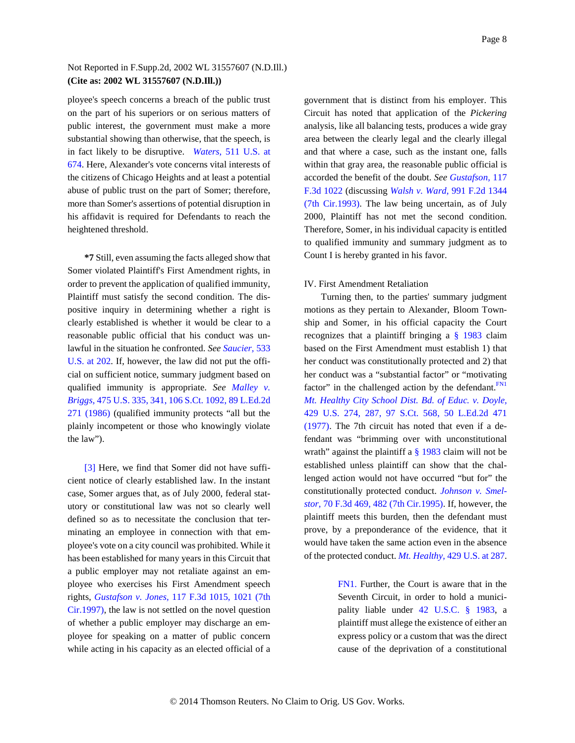ployee's speech concerns a breach of the public trust on the part of his superiors or on serious matters of public interest, the government must make a more substantial showing than otherwise, that the speech, is in fact likely to be disruptive. *Waters,* 511 U.S. at 674. Here, Alexander's vote concerns vital interests of the citizens of Chicago Heights and at least a potential abuse of public trust on the part of Somer; therefore, more than Somer's assertions of potential disruption in his affidavit is required for Defendants to reach the heightened threshold.

**\*7** Still, even assuming the facts alleged show that Somer violated Plaintiff's First Amendment rights, in order to prevent the application of qualified immunity, Plaintiff must satisfy the second condition. The dispositive inquiry in determining whether a right is clearly established is whether it would be clear to a reasonable public official that his conduct was unlawful in the situation he confronted. *See Saucier,* 533 U.S. at 202. If, however, the law did not put the official on sufficient notice, summary judgment based on qualified immunity is appropriate. *See Malley v. Briggs,* 475 U.S. 335, 341, 106 S.Ct. 1092, 89 L.Ed.2d 271 (1986) (qualified immunity protects "all but the plainly incompetent or those who knowingly violate the law").

[3] Here, we find that Somer did not have sufficient notice of clearly established law. In the instant case, Somer argues that, as of July 2000, federal statutory or constitutional law was not so clearly well defined so as to necessitate the conclusion that terminating an employee in connection with that employee's vote on a city council was prohibited. While it has been established for many years in this Circuit that a public employer may not retaliate against an employee who exercises his First Amendment speech rights, *Gustafson v. Jones,* 117 F.3d 1015, 1021 (7th Cir.1997), the law is not settled on the novel question of whether a public employer may discharge an employee for speaking on a matter of public concern while acting in his capacity as an elected official of a government that is distinct from his employer. This Circuit has noted that application of the *Pickering* analysis, like all balancing tests, produces a wide gray area between the clearly legal and the clearly illegal and that where a case, such as the instant one, falls within that gray area, the reasonable public official is accorded the benefit of the doubt. *See Gustafson,* 117 F.3d 1022 (discussing *Walsh v. Ward,* 991 F.2d 1344 (7th Cir.1993). The law being uncertain, as of July 2000, Plaintiff has not met the second condition. Therefore, Somer, in his individual capacity is entitled to qualified immunity and summary judgment as to Count I is hereby granted in his favor.

IV. First Amendment Retaliation

Turning then, to the parties' summary judgment motions as they pertain to Alexander, Bloom Township and Somer, in his official capacity the Court recognizes that a plaintiff bringing a § 1983 claim based on the First Amendment must establish 1) that her conduct was constitutionally protected and 2) that her conduct was a "substantial factor" or "motivating factor" in the challenged action by the defendant.[FN1] *Mt. Healthy City School Dist. Bd. of Educ. v. Doyle,* 429 U.S. 274, 287, 97 S.Ct. 568, 50 L.Ed.2d 471 (1977). The 7th circuit has noted that even if a defendant was "brimming over with unconstitutional wrath" against the plaintiff a § 1983 claim will not be established unless plaintiff can show that the challenged action would not have occurred "but for" the constitutionally protected conduct. *Johnson v. Smelstor,* 70 F.3d 469, 482 (7th Cir.1995). If, however, the plaintiff meets this burden, then the defendant must prove, by a preponderance of the evidence, that it would have taken the same action even in the absence of the protected conduct. *Mt. Healthy,* 429 U.S. at 287.

FN1. Further, the Court is aware that in the Seventh Circuit, in order to hold a municipality liable under 42 U.S.C. § 1983, a plaintiff must allege the existence of either an express policy or a custom that was the direct cause of the deprivation of a constitutional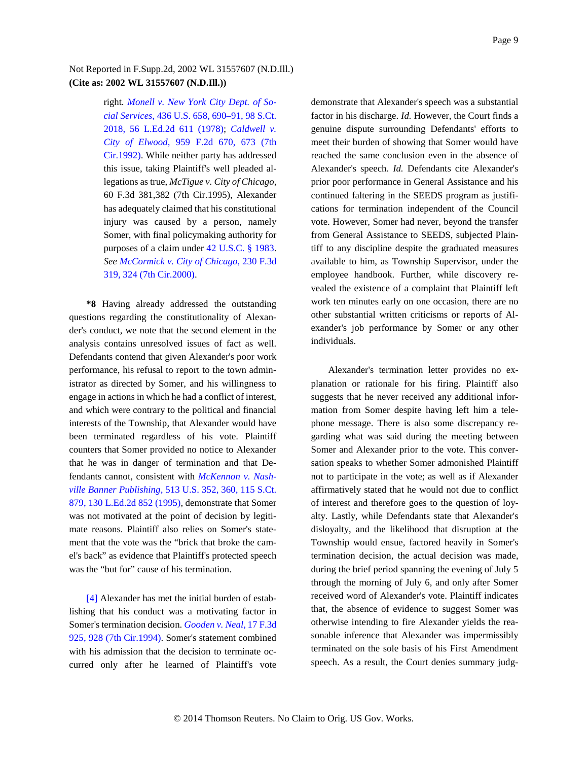right. *Monell v. New York City Dept. of Social Services,* 436 U.S. 658, 690–91, 98 S.Ct. 2018, 56 L.Ed.2d 611 (1978); *Caldwell v. City of Elwood,* 959 F.2d 670, 673 (7th Cir.1992). While neither party has addressed this issue, taking Plaintiff's well pleaded allegations as true, *McTigue v. City of Chicago,* 60 F.3d 381,382 (7th Cir.1995), Alexander has adequately claimed that his constitutional injury was caused by a person, namely Somer, with final policymaking authority for purposes of a claim under 42 U.S.C. § 1983. *See McCormick v. City of Chicago,* 230 F.3d 319, 324 (7th Cir.2000).

**\*8** Having already addressed the outstanding questions regarding the constitutionality of Alexander's conduct, we note that the second element in the analysis contains unresolved issues of fact as well. Defendants contend that given Alexander's poor work performance, his refusal to report to the town administrator as directed by Somer, and his willingness to engage in actions in which he had a conflict of interest, and which were contrary to the political and financial interests of the Township, that Alexander would have been terminated regardless of his vote. Plaintiff counters that Somer provided no notice to Alexander that he was in danger of termination and that Defendants cannot, consistent with *McKennon v. Nashville Banner Publishing,* 513 U.S. 352, 360, 115 S.Ct. 879, 130 L.Ed.2d 852 (1995), demonstrate that Somer was not motivated at the point of decision by legitimate reasons. Plaintiff also relies on Somer's statement that the vote was the "brick that broke the camel's back" as evidence that Plaintiff's protected speech was the "but for" cause of his termination.

[4] Alexander has met the initial burden of establishing that his conduct was a motivating factor in Somer's termination decision. *Gooden v. Neal,* 17 F.3d 925, 928 (7th Cir.1994). Somer's statement combined with his admission that the decision to terminate occurred only after he learned of Plaintiff's vote demonstrate that Alexander's speech was a substantial factor in his discharge. *Id.* However, the Court finds a genuine dispute surrounding Defendants' efforts to meet their burden of showing that Somer would have reached the same conclusion even in the absence of Alexander's speech. *Id.* Defendants cite Alexander's prior poor performance in General Assistance and his continued faltering in the SEEDS program as justifications for termination independent of the Council vote. However, Somer had never, beyond the transfer from General Assistance to SEEDS, subjected Plaintiff to any discipline despite the graduated measures available to him, as Township Supervisor, under the employee handbook. Further, while discovery revealed the existence of a complaint that Plaintiff left work ten minutes early on one occasion, there are no other substantial written criticisms or reports of Alexander's job performance by Somer or any other individuals.

Alexander's termination letter provides no explanation or rationale for his firing. Plaintiff also suggests that he never received any additional information from Somer despite having left him a telephone message. There is also some discrepancy regarding what was said during the meeting between Somer and Alexander prior to the vote. This conversation speaks to whether Somer admonished Plaintiff not to participate in the vote; as well as if Alexander affirmatively stated that he would not due to conflict of interest and therefore goes to the question of loyalty. Lastly, while Defendants state that Alexander's disloyalty, and the likelihood that disruption at the Township would ensue, factored heavily in Somer's termination decision, the actual decision was made, during the brief period spanning the evening of July 5 through the morning of July 6, and only after Somer received word of Alexander's vote. Plaintiff indicates that, the absence of evidence to suggest Somer was otherwise intending to fire Alexander yields the reasonable inference that Alexander was impermissibly terminated on the sole basis of his First Amendment speech. As a result, the Court denies summary judg-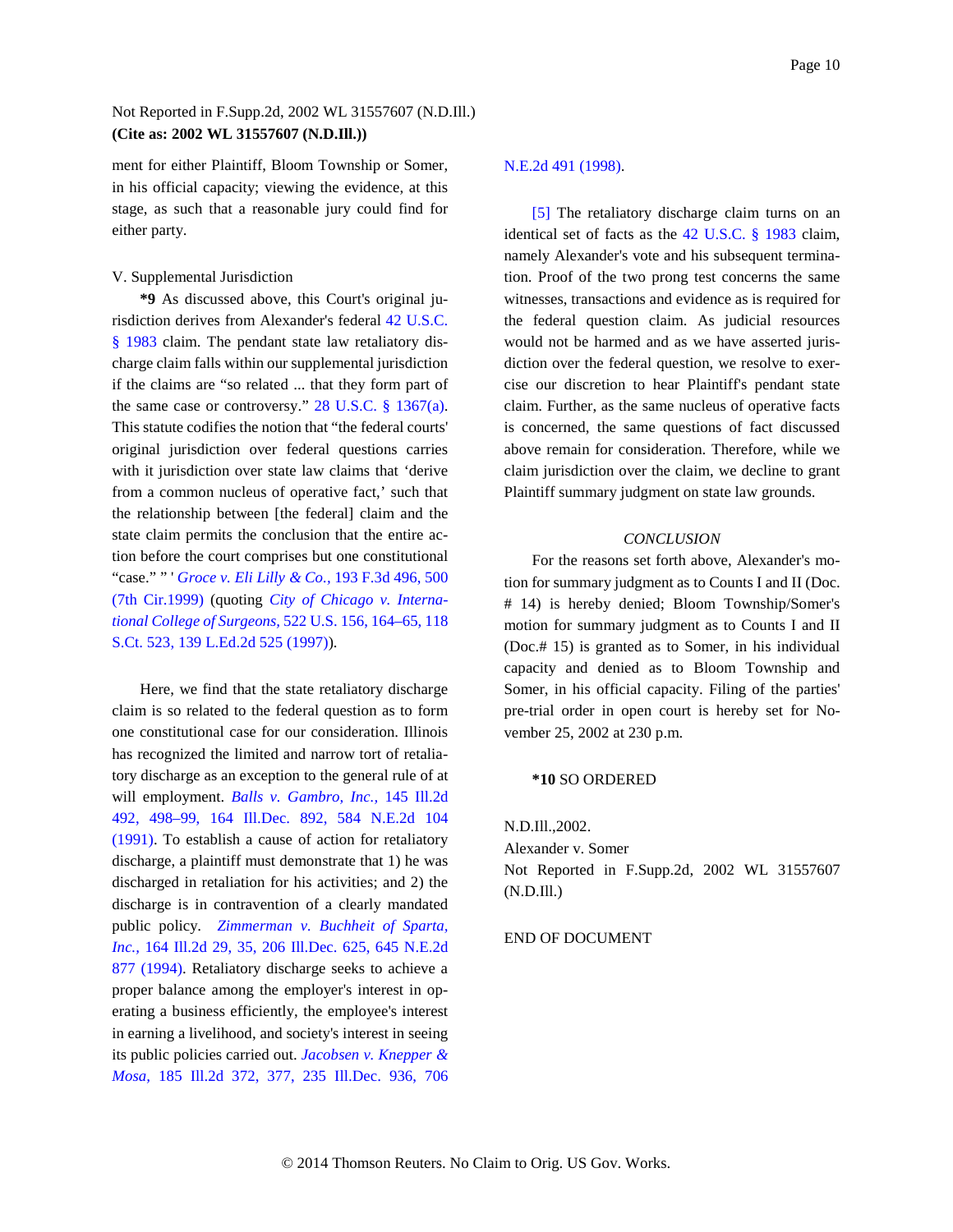ment for either Plaintiff, Bloom Township or Somer, in his official capacity; viewing the evidence, at this stage, as such that a reasonable jury could find for either party.

V. Supplemental Jurisdiction

**\*9** As discussed above, this Court's original jurisdiction derives from Alexander's federal 42 U.S.C. § 1983 claim. The pendant state law retaliatory discharge claim falls within our supplemental jurisdiction if the claims are "so related ... that they form part of the same case or controversy." 28 U.S.C. § 1367(a). This statute codifies the notion that "the federal courts' original jurisdiction over federal questions carries with it jurisdiction over state law claims that 'derive from a common nucleus of operative fact,' such that the relationship between [the federal] claim and the state claim permits the conclusion that the entire action before the court comprises but one constitutional "case." " ' *Groce v. Eli Lilly & Co.,* 193 F.3d 496, 500 (7th Cir.1999) (quoting *City of Chicago v. International College of Surgeons,* 522 U.S. 156, 164–65, 118 S.Ct. 523, 139 L.Ed.2d 525 (1997)).

Here, we find that the state retaliatory discharge claim is so related to the federal question as to form one constitutional case for our consideration. Illinois has recognized the limited and narrow tort of retaliatory discharge as an exception to the general rule of at will employment. *Balls v. Gambro, Inc.,* 145 Ill.2d 492, 498–99, 164 Ill.Dec. 892, 584 N.E.2d 104 (1991). To establish a cause of action for retaliatory discharge, a plaintiff must demonstrate that 1) he was discharged in retaliation for his activities; and 2) the discharge is in contravention of a clearly mandated public policy. *Zimmerman v. Buchheit of Sparta, Inc.,* 164 Ill.2d 29, 35, 206 Ill.Dec. 625, 645 N.E.2d 877 (1994). Retaliatory discharge seeks to achieve a proper balance among the employer's interest in operating a business efficiently, the employee's interest in earning a livelihood, and society's interest in seeing its public policies carried out. *Jacobsen v. Knepper & Mosa,* 185 Ill.2d 372, 377, 235 Ill.Dec. 936, 706 N.E.2d 491 (1998).

[5] The retaliatory discharge claim turns on an identical set of facts as the 42 U.S.C. § 1983 claim, namely Alexander's vote and his subsequent termination. Proof of the two prong test concerns the same witnesses, transactions and evidence as is required for the federal question claim. As judicial resources would not be harmed and as we have asserted jurisdiction over the federal question, we resolve to exercise our discretion to hear Plaintiff's pendant state claim. Further, as the same nucleus of operative facts is concerned, the same questions of fact discussed above remain for consideration. Therefore, while we claim jurisdiction over the claim, we decline to grant Plaintiff summary judgment on state law grounds.

*CONCLUSION*

For the reasons set forth above, Alexander's motion for summary judgment as to Counts I and II (Doc. # 14) is hereby denied; Bloom Township/Somer's motion for summary judgment as to Counts I and II (Doc.# 15) is granted as to Somer, in his individual capacity and denied as to Bloom Township and Somer, in his official capacity. Filing of the parties' pre-trial order in open court is hereby set for November 25, 2002 at 230 p.m.

**\*10** SO ORDERED

N.D.Ill.,2002.
Alexander v. Somer
Not Reported in F.Supp.2d, 2002 WL 31557607 (N.D.Ill.)

END OF DOCUMENT